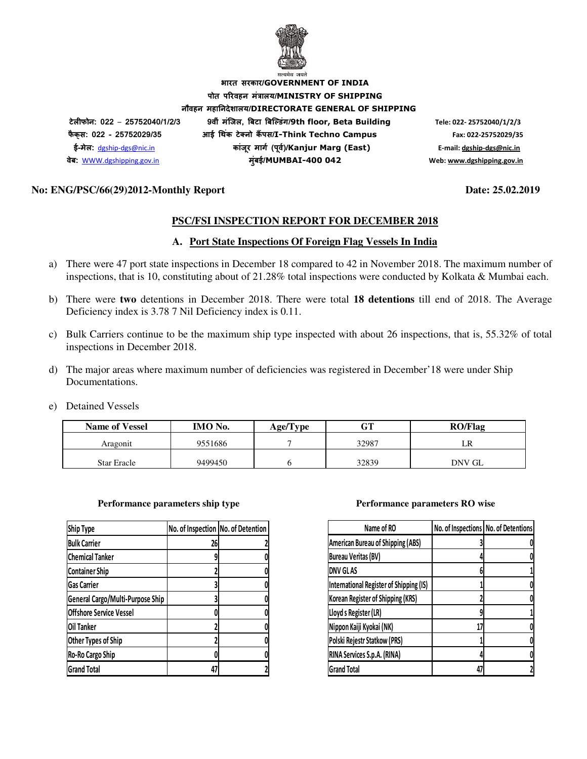भारत सरकार/GOVERNMENT OF INDIA

पोत परिवहन मंत्रालय/MINISTRY OF SHIPPING

नौवहन महानिदेशालय/DIRECTORATE GENERAL OF SHIPPING

टेलीफोन: 022 – 25752040/1/2/3
फैक्स: 022 - 25752029/35
ई-मेल: dgship-dgs@nic.in
वेब: WWW.dgshipping.gov.in

9वीं मंजिल, बिटा बिल्डिंग/9th floor, Beta Building
आई थिंक टेक्नो कैंपस/I-Think Techno Campus
कांजूर मार्ग (पूर्व)/Kanjur Marg (East)
मुंबई/MUMBAI-400 042

Tele: 022- 25752040/1/2/3
Fax: 022-25752029/35
E-mail: dgship-dgs@nic.in
Web: www.dgshipping.gov.in

**No: ENG/PSC/66(29)2012-Monthly Report** **Date: 25.02.2019**

## PSC/FSI INSPECTION REPORT FOR DECEMBER 2018

### A. Port State Inspections Of Foreign Flag Vessels In India

a) There were 47 port state inspections in December 18 compared to 42 in November 2018. The maximum number of inspections, that is 10, constituting about of 21.28% total inspections were conducted by Kolkata & Mumbai each.

b) There were **two** detentions in December 2018. There were total **18 detentions** till end of 2018. The Average Deficiency index is 3.78 7 Nil Deficiency index is 0.11.

c) Bulk Carriers continue to be the maximum ship type inspected with about 26 inspections, that is, 55.32% of total inspections in December 2018.

d) The major areas where maximum number of deficiencies was registered in December'18 were under Ship Documentations.

e) Detained Vessels

| Name of Vessel | IMO No. | Age/Type | GT | RO/Flag |
|---|---|---|---|---|
| Aragonit | 9551686 | 7 | 32987 | LR |
| Star Eracle | 9499450 | 6 | 32839 | DNV GL |

**Performance parameters ship type**

| Ship Type | No. of Inspection | No. of Detention |
|---|---|---|
| Bulk Carrier | 26 | 2 |
| Chemical Tanker | 9 | 0 |
| Container Ship | 2 | 0 |
| Gas Carrier | 3 | 0 |
| General Cargo/Multi-Purpose Ship | 3 | 0 |
| Offshore Service Vessel | 0 | 0 |
| Oil Tanker | 2 | 0 |
| Other Types of Ship | 2 | 0 |
| Ro-Ro Cargo Ship | 0 | 0 |
| Grand Total | 47 | 2 |

**Performance parameters RO wise**

| Name of RO | No. of Inspections | No. of Detentions |
|---|---|---|
| American Bureau of Shipping (ABS) | 3 | 0 |
| Bureau Veritas (BV) | 4 | 0 |
| DNV GL AS | 6 | 1 |
| International Register of Shipping (IS) | 1 | 0 |
| Korean Register of Shipping (KRS) | 2 | 0 |
| Lloyd s Register (LR) | 9 | 1 |
| Nippon Kaiji Kyokai (NK) | 17 | 0 |
| Polski Rejestr Statkow (PRS) | 1 | 0 |
| RINA Services S.p.A. (RINA) | 4 | 0 |
| Grand Total | 47 | 2 |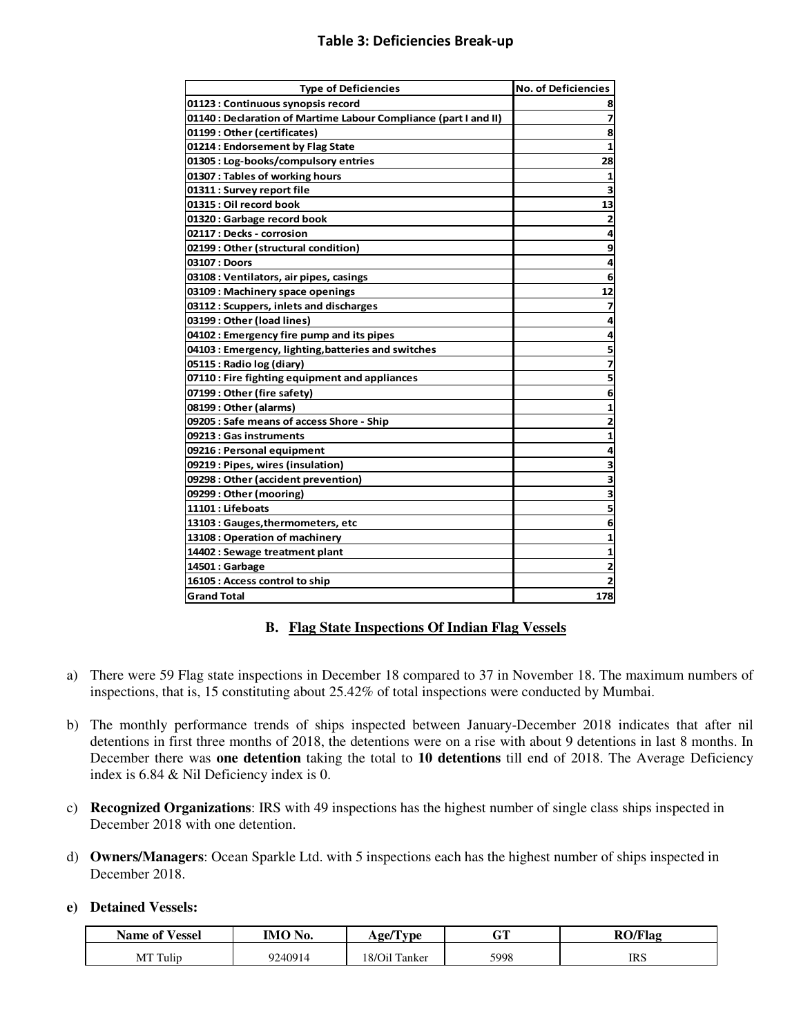## Table 3: Deficiencies Break-up

| Type of Deficiencies | No. of Deficiencies |
|---|---|
| 01123 : Continuous synopsis record | 8 |
| 01140 : Declaration of Martime Labour Compliance (part I and II) | 7 |
| 01199 : Other (certificates) | 8 |
| 01214 : Endorsement by Flag State | 1 |
| 01305 : Log-books/compulsory entries | 28 |
| 01307 : Tables of working hours | 1 |
| 01311 : Survey report file | 3 |
| 01315 : Oil record book | 13 |
| 01320 : Garbage record book | 2 |
| 02117 : Decks - corrosion | 4 |
| 02199 : Other (structural condition) | 9 |
| 03107 : Doors | 4 |
| 03108 : Ventilators, air pipes, casings | 6 |
| 03109 : Machinery space openings | 12 |
| 03112 : Scuppers, inlets and discharges | 7 |
| 03199 : Other (load lines) | 4 |
| 04102 : Emergency fire pump and its pipes | 4 |
| 04103 : Emergency, lighting,batteries and switches | 5 |
| 05115 : Radio log (diary) | 7 |
| 07110 : Fire fighting equipment and appliances | 5 |
| 07199 : Other (fire safety) | 6 |
| 08199 : Other (alarms) | 1 |
| 09205 : Safe means of access Shore - Ship | 2 |
| 09213 : Gas instruments | 1 |
| 09216 : Personal equipment | 4 |
| 09219 : Pipes, wires (insulation) | 3 |
| 09298 : Other (accident prevention) | 3 |
| 09299 : Other (mooring) | 3 |
| 11101 : Lifeboats | 5 |
| 13103 : Gauges,thermometers, etc | 6 |
| 13108 : Operation of machinery | 1 |
| 14402 : Sewage treatment plant | 1 |
| 14501 : Garbage | 2 |
| 16105 : Access control to ship | 2 |
| Grand Total | 178 |

### B. Flag State Inspections Of Indian Flag Vessels

a) There were 59 Flag state inspections in December 18 compared to 37 in November 18. The maximum numbers of inspections, that is, 15 constituting about 25.42% of total inspections were conducted by Mumbai.

b) The monthly performance trends of ships inspected between January-December 2018 indicates that after nil detentions in first three months of 2018, the detentions were on a rise with about 9 detentions in last 8 months. In December there was **one detention** taking the total to **10 detentions** till end of 2018. The Average Deficiency index is 6.84 & Nil Deficiency index is 0.

c) **Recognized Organizations**: IRS with 49 inspections has the highest number of single class ships inspected in December 2018 with one detention.

d) **Owners/Managers**: Ocean Sparkle Ltd. with 5 inspections each has the highest number of ships inspected in December 2018.

e) **Detained Vessels:**

| Name of Vessel | IMO No. | Age/Type | GT | RO/Flag |
|---|---|---|---|---|
| MT Tulip | 9240914 | 18/Oil Tanker | 5998 | IRS |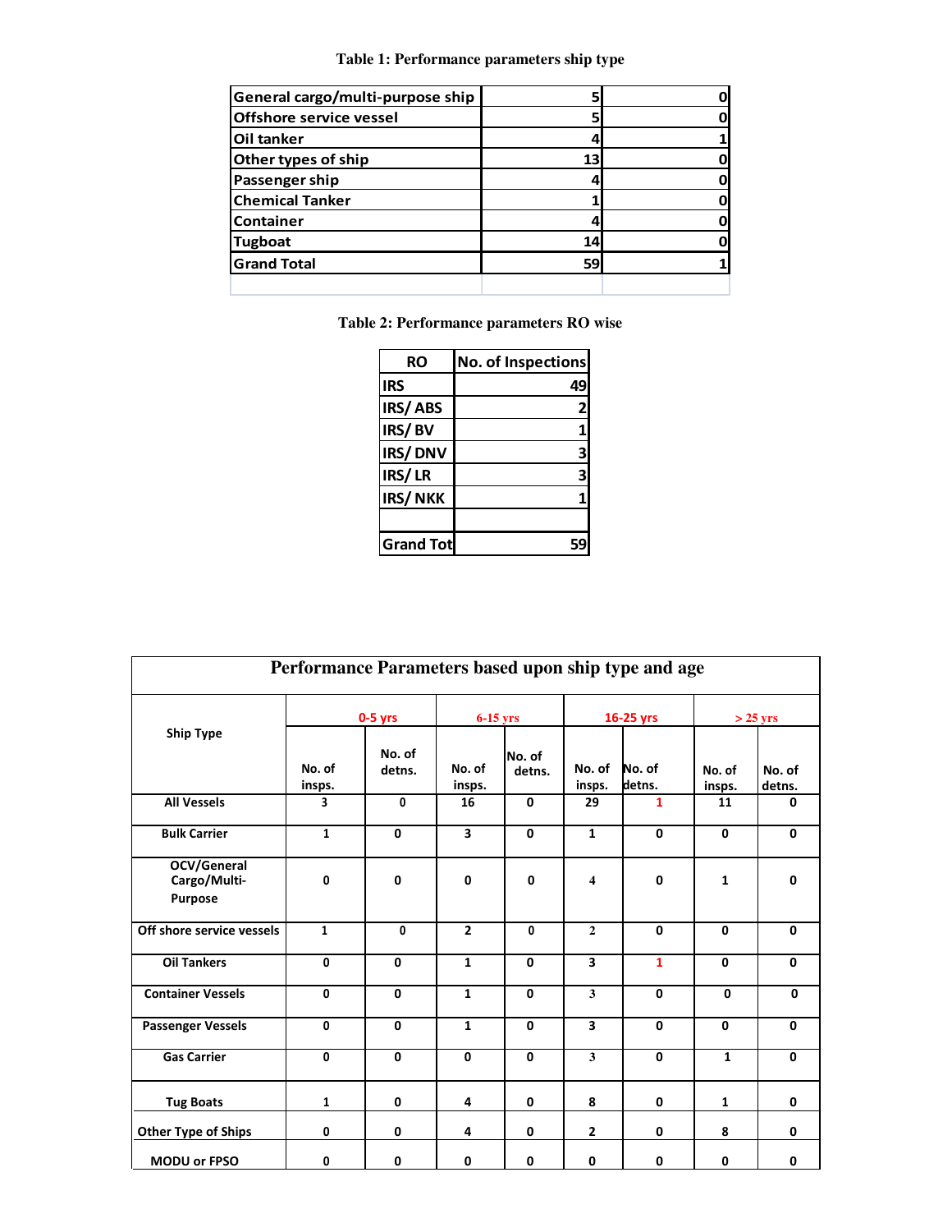**Table 1: Performance parameters ship type**

| | | |
|---|---|---|
| General cargo/multi-purpose ship | 5 | 0 |
| Offshore service vessel | 5 | 0 |
| Oil tanker | 4 | 1 |
| Other types of ship | 13 | 0 |
| Passenger ship | 4 | 0 |
| Chemical Tanker | 1 | 0 |
| Container | 4 | 0 |
| Tugboat | 14 | 0 |
| Grand Total | 59 | 1 |
| | | |

**Table 2: Performance parameters RO wise**

| RO | No. of Inspections |
|---|---|
| IRS | 49 |
| IRS/ ABS | 2 |
| IRS/ BV | 1 |
| IRS/ DNV | 3 |
| IRS/ LR | 3 |
| IRS/ NKK | 1 |
| | |
| Grand Tot | 59 |

**Performance Parameters based upon ship type and age**

| Ship Type | 0-5 yrs | | 6-15 yrs | | 16-25 yrs | | > 25 yrs | |
|---|---|---|---|---|---|---|---|---|
| | No. of insps. | No. of detns. | No. of insps. | No. of detns. | No. of insps. | No. of detns. | No. of insps. | No. of detns. |
| All Vessels | 3 | 0 | 16 | 0 | 29 | 1 | 11 | 0 |
| Bulk Carrier | 1 | 0 | 3 | 0 | 1 | 0 | 0 | 0 |
| OCV/General Cargo/Multi-Purpose | 0 | 0 | 0 | 0 | 4 | 0 | 1 | 0 |
| Off shore service vessels | 1 | 0 | 2 | 0 | 2 | 0 | 0 | 0 |
| Oil Tankers | 0 | 0 | 1 | 0 | 3 | 1 | 0 | 0 |
| Container Vessels | 0 | 0 | 1 | 0 | 3 | 0 | 0 | 0 |
| Passenger Vessels | 0 | 0 | 1 | 0 | 3 | 0 | 0 | 0 |
| Gas Carrier | 0 | 0 | 0 | 0 | 3 | 0 | 1 | 0 |
| Tug Boats | 1 | 0 | 4 | 0 | 8 | 0 | 1 | 0 |
| Other Type of Ships | 0 | 0 | 4 | 0 | 2 | 0 | 8 | 0 |
| MODU or FPSO | 0 | 0 | 0 | 0 | 0 | 0 | 0 | 0 |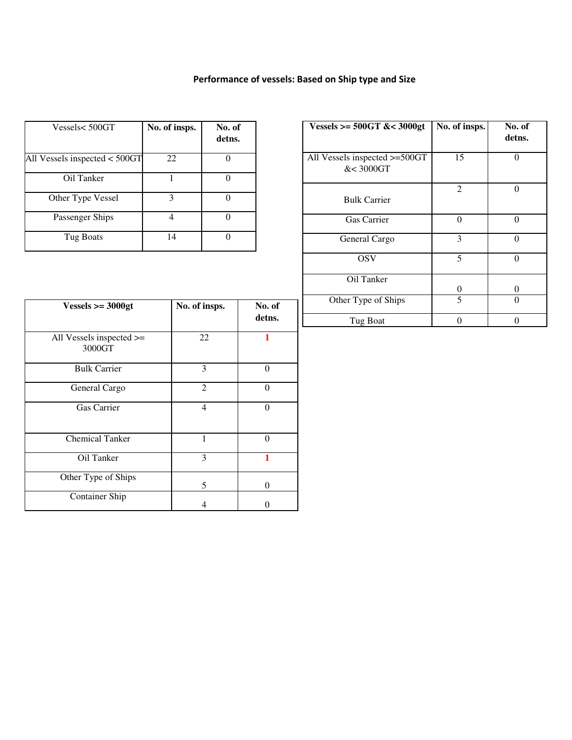## Performance of vessels: Based on Ship type and Size

| Vessels< 500GT | No. of insps. | No. of detns. |
|---|---|---|
| All Vessels inspected < 500GT | 22 | 0 |
| Oil Tanker | 1 | 0 |
| Other Type Vessel | 3 | 0 |
| Passenger Ships | 4 | 0 |
| Tug Boats | 14 | 0 |

| Vessels >= 500GT &< 3000gt | No. of insps. | No. of detns. |
|---|---|---|
| All Vessels inspected >=500GT &< 3000GT | 15 | 0 |
| Bulk Carrier | 2 | 0 |
| Gas Carrier | 0 | 0 |
| General Cargo | 3 | 0 |
| OSV | 5 | 0 |
| Oil Tanker | 0 | 0 |
| Other Type of Ships | 5 | 0 |
| Tug Boat | 0 | 0 |

| Vessels >= 3000gt | No. of insps. | No. of detns. |
|---|---|---|
| All Vessels inspected >= 3000GT | 22 | **1** |
| Bulk Carrier | 3 | 0 |
| General Cargo | 2 | 0 |
| Gas Carrier | 4 | 0 |
| Chemical Tanker | 1 | 0 |
| Oil Tanker | 3 | **1** |
| Other Type of Ships | 5 | 0 |
| Container Ship | 4 | 0 |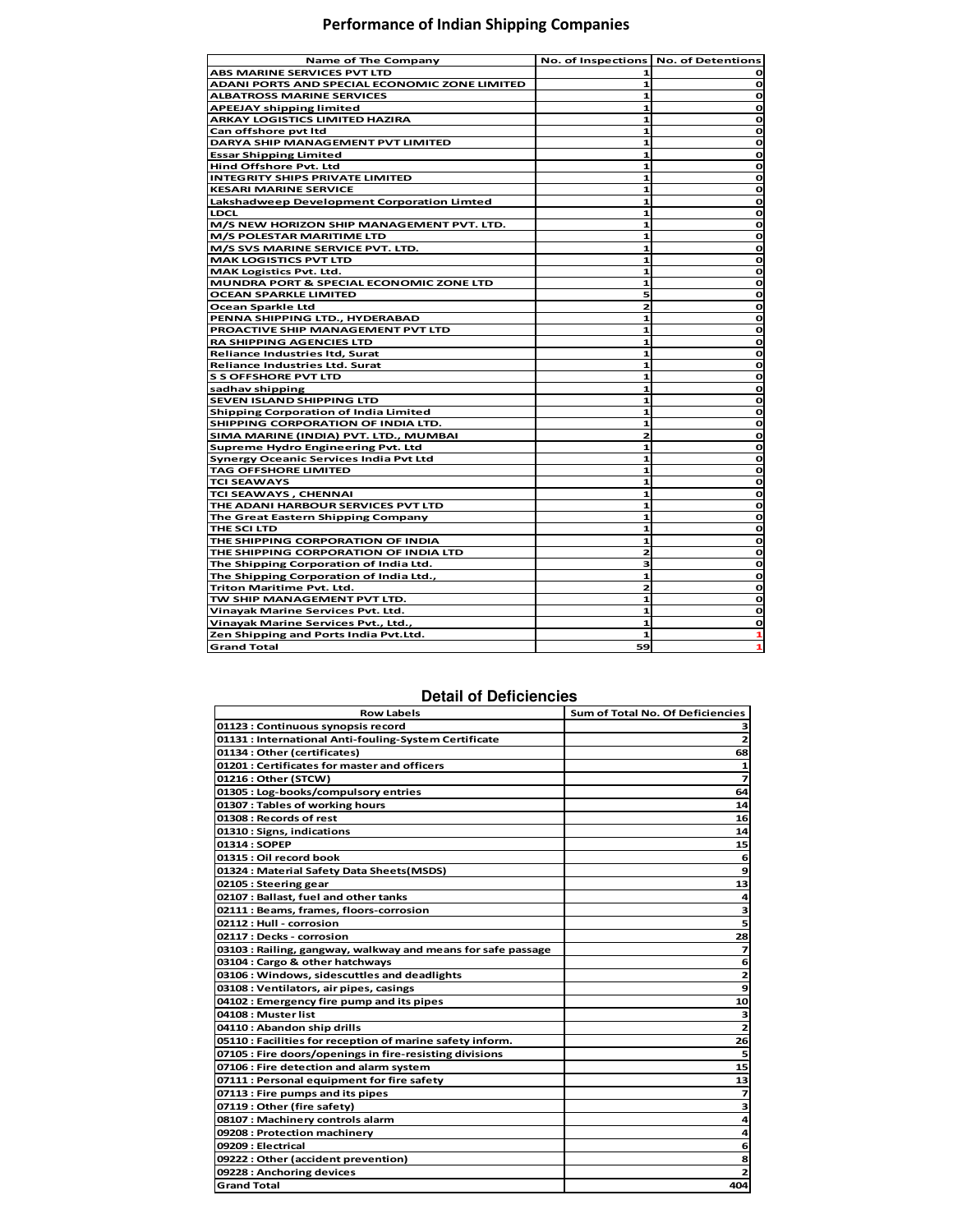## Performance of Indian Shipping Companies

| Name of The Company | No. of Inspections | No. of Detentions |
|---|---|---|
| ABS MARINE SERVICES PVT LTD | 1 | 0 |
| ADANI PORTS AND SPECIAL ECONOMIC ZONE LIMITED | 1 | 0 |
| ALBATROSS MARINE SERVICES | 1 | 0 |
| APEEJAY shipping limited | 1 | 0 |
| ARKAY LOGISTICS LIMITED HAZIRA | 1 | 0 |
| Can offshore pvt ltd | 1 | 0 |
| DARYA SHIP MANAGEMENT PVT LIMITED | 1 | 0 |
| Essar Shipping Limited | 1 | 0 |
| Hind Offshore Pvt. Ltd | 1 | 0 |
| INTEGRITY SHIPS PRIVATE LIMITED | 1 | 0 |
| KESARI MARINE SERVICE | 1 | 0 |
| Lakshadweep Development Corporation Limted | 1 | 0 |
| LDCL | 1 | 0 |
| M/S NEW HORIZON SHIP MANAGEMENT PVT. LTD. | 1 | 0 |
| M/S POLESTAR MARITIME LTD | 1 | 0 |
| M/S SVS MARINE SERVICE PVT. LTD. | 1 | 0 |
| MAK LOGISTICS PVT LTD | 1 | 0 |
| MAK Logistics Pvt. Ltd. | 1 | 0 |
| MUNDRA PORT & SPECIAL ECONOMIC ZONE LTD | 1 | 0 |
| OCEAN SPARKLE LIMITED | 5 | 0 |
| Ocean Sparkle Ltd | 2 | 0 |
| PENNA SHIPPING LTD., HYDERABAD | 1 | 0 |
| PROACTIVE SHIP MANAGEMENT PVT LTD | 1 | 0 |
| RA SHIPPING AGENCIES LTD | 1 | 0 |
| Reliance Industries ltd, Surat | 1 | 0 |
| Reliance Industries Ltd. Surat | 1 | 0 |
| S S OFFSHORE PVT LTD | 1 | 0 |
| sadhav shipping | 1 | 0 |
| SEVEN ISLAND SHIPPING LTD | 1 | 0 |
| Shipping Corporation of India Limited | 1 | 0 |
| SHIPPING CORPORATION OF INDIA LTD. | 1 | 0 |
| SIMA MARINE (INDIA) PVT. LTD., MUMBAI | 2 | 0 |
| Supreme Hydro Engineering Pvt. Ltd | 1 | 0 |
| Synergy Oceanic Services India Pvt Ltd | 1 | 0 |
| TAG OFFSHORE LIMITED | 1 | 0 |
| TCI SEAWAYS | 1 | 0 |
| TCI SEAWAYS , CHENNAI | 1 | 0 |
| THE ADANI HARBOUR SERVICES PVT LTD | 1 | 0 |
| The Great Eastern Shipping Company | 1 | 0 |
| THE SCI LTD | 1 | 0 |
| THE SHIPPING CORPORATION OF INDIA | 1 | 0 |
| THE SHIPPING CORPORATION OF INDIA LTD | 2 | 0 |
| The Shipping Corporation of India Ltd. | 3 | 0 |
| The Shipping Corporation of India Ltd., | 1 | 0 |
| Triton Maritime Pvt. Ltd. | 2 | 0 |
| TW SHIP MANAGEMENT PVT LTD. | 1 | 0 |
| Vinayak Marine Services Pvt. Ltd. | 1 | 0 |
| Vinayak Marine Services Pvt., Ltd., | 1 | 0 |
| Zen Shipping and Ports India Pvt.Ltd. | 1 | 1 |
| Grand Total | 59 | 1 |

## Detail of Deficiencies

| Row Labels | Sum of Total No. Of Deficiencies |
|---|---|
| 01123 : Continuous synopsis record | 3 |
| 01131 : International Anti-fouling-System Certificate | 2 |
| 01134 : Other (certificates) | 68 |
| 01201 : Certificates for master and officers | 1 |
| 01216 : Other (STCW) | 7 |
| 01305 : Log-books/compulsory entries | 64 |
| 01307 : Tables of working hours | 14 |
| 01308 : Records of rest | 16 |
| 01310 : Signs, indications | 14 |
| 01314 : SOPEP | 15 |
| 01315 : Oil record book | 6 |
| 01324 : Material Safety Data Sheets(MSDS) | 9 |
| 02105 : Steering gear | 13 |
| 02107 : Ballast, fuel and other tanks | 4 |
| 02111 : Beams, frames, floors-corrosion | 3 |
| 02112 : Hull - corrosion | 5 |
| 02117 : Decks - corrosion | 28 |
| 03103 : Railing, gangway, walkway and means for safe passage | 7 |
| 03104 : Cargo & other hatchways | 6 |
| 03106 : Windows, sidescuttles and deadlights | 2 |
| 03108 : Ventilators, air pipes, casings | 9 |
| 04102 : Emergency fire pump and its pipes | 10 |
| 04108 : Muster list | 3 |
| 04110 : Abandon ship drills | 2 |
| 05110 : Facilities for reception of marine safety inform. | 26 |
| 07105 : Fire doors/openings in fire-resisting divisions | 5 |
| 07106 : Fire detection and alarm system | 15 |
| 07111 : Personal equipment for fire safety | 13 |
| 07113 : Fire pumps and its pipes | 7 |
| 07119 : Other (fire safety) | 3 |
| 08107 : Machinery controls alarm | 4 |
| 09208 : Protection machinery | 4 |
| 09209 : Electrical | 6 |
| 09222 : Other (accident prevention) | 8 |
| 09228 : Anchoring devices | 2 |
| Grand Total | 404 |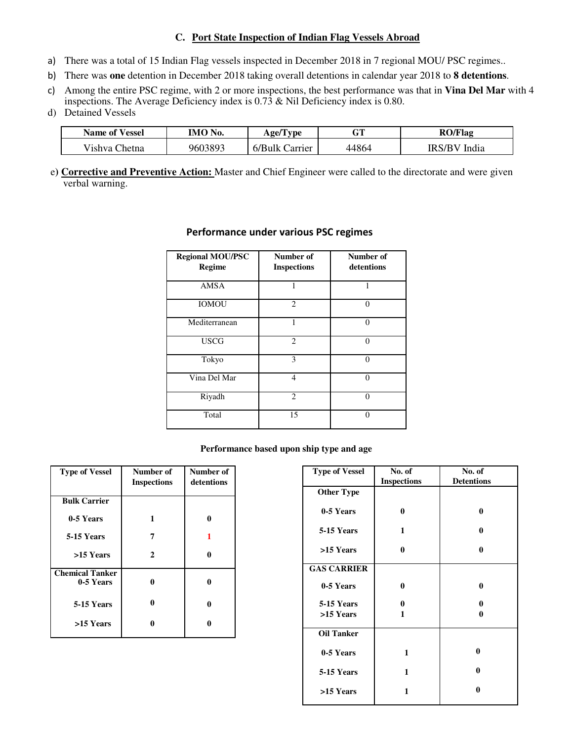### C. Port State Inspection of Indian Flag Vessels Abroad

a) There was a total of 15 Indian Flag vessels inspected in December 2018 in 7 regional MOU/ PSC regimes..

b) There was **one** detention in December 2018 taking overall detentions in calendar year 2018 to **8 detentions**.

c) Among the entire PSC regime, with 2 or more inspections, the best performance was that in **Vina Del Mar** with 4 inspections. The Average Deficiency index is 0.73 & Nil Deficiency index is 0.80.

d) Detained Vessels

| Name of Vessel | IMO No. | Age/Type | GT | RO/Flag |
|---|---|---|---|---|
| Vishva Chetna | 9603893 | 6/Bulk Carrier | 44864 | IRS/BV India |

e) **Corrective and Preventive Action:** Master and Chief Engineer were called to the directorate and were given verbal warning.

**Performance under various PSC regimes**

| Regional MOU/PSC Regime | Number of Inspections | Number of detentions |
|---|---|---|
| AMSA | 1 | 1 |
| IOMOU | 2 | 0 |
| Mediterranean | 1 | 0 |
| USCG | 2 | 0 |
| Tokyo | 3 | 0 |
| Vina Del Mar | 4 | 0 |
| Riyadh | 2 | 0 |
| Total | 15 | 0 |

**Performance based upon ship type and age**

| Type of Vessel | Number of Inspections | Number of detentions |
|---|---|---|
| **Bulk Carrier** | | |
| **0-5 Years** | **1** | **0** |
| **5-15 Years** | **7** | **1** |
| **>15 Years** | **2** | **0** |
| **Chemical Tanker** | | |
| **0-5 Years** | **0** | **0** |
| **5-15 Years** | **0** | **0** |
| **>15 Years** | **0** | **0** |

| Type of Vessel | No. of Inspections | No. of Detentions |
|---|---|---|
| **Other Type** | | |
| **0-5 Years** | **0** | **0** |
| **5-15 Years** | **1** | **0** |
| **>15 Years** | **0** | **0** |
| **GAS CARRIER** | | |
| **0-5 Years** | **0** | **0** |
| **5-15 Years** | **0** | **0** |
| **>15 Years** | **1** | **0** |
| **Oil Tanker** | | |
| **0-5 Years** | **1** | **0** |
| **5-15 Years** | **1** | **0** |
| **>15 Years** | **1** | **0** |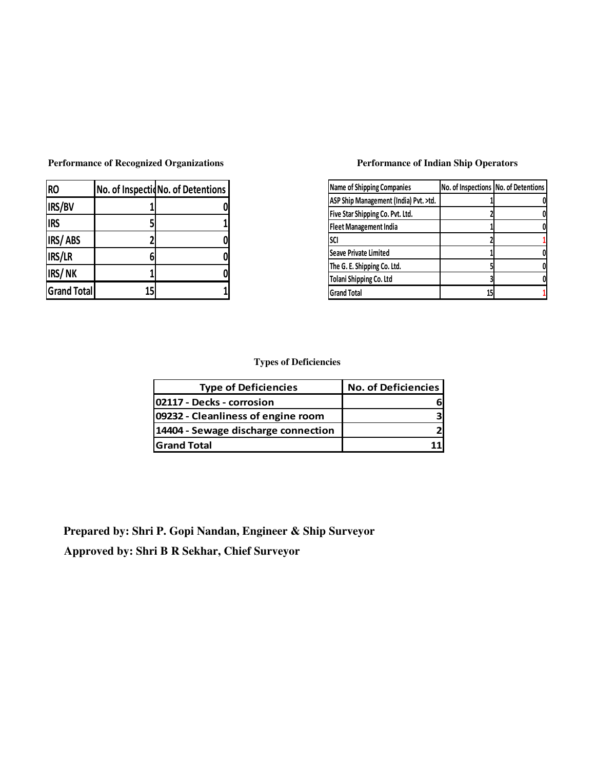**Performance of Recognized Organizations**

| RO | No. of Inspectio | No. of Detentions |
|---|---|---|
| IRS/BV | 1 | 0 |
| IRS | 5 | 1 |
| IRS/ ABS | 2 | 0 |
| IRS/LR | 6 | 0 |
| IRS/ NK | 1 | 0 |
| Grand Total | 15 | 1 |

**Performance of Indian Ship Operators**

| Name of Shipping Companies | No. of Inspections | No. of Detentions |
|---|---|---|
| ASP Ship Management (India) Pvt. >td. | 1 | 0 |
| Five Star Shipping Co. Pvt. Ltd. | 2 | 0 |
| Fleet Management India | 1 | 0 |
| SCI | 2 | 1 |
| Seave Private Limited | 1 | 0 |
| The G. E. Shipping Co. Ltd. | 5 | 0 |
| Tolani Shipping Co. Ltd | 3 | 0 |
| Grand Total | 15 | 1 |

**Types of Deficiencies**

| Type of Deficiencies | No. of Deficiencies |
|---|---|
| 02117 - Decks - corrosion | 6 |
| 09232 - Cleanliness of engine room | 3 |
| 14404 - Sewage discharge connection | 2 |
| Grand Total | 11 |

**Prepared by: Shri P. Gopi Nandan, Engineer & Ship Surveyor**

**Approved by: Shri B R Sekhar, Chief Surveyor**